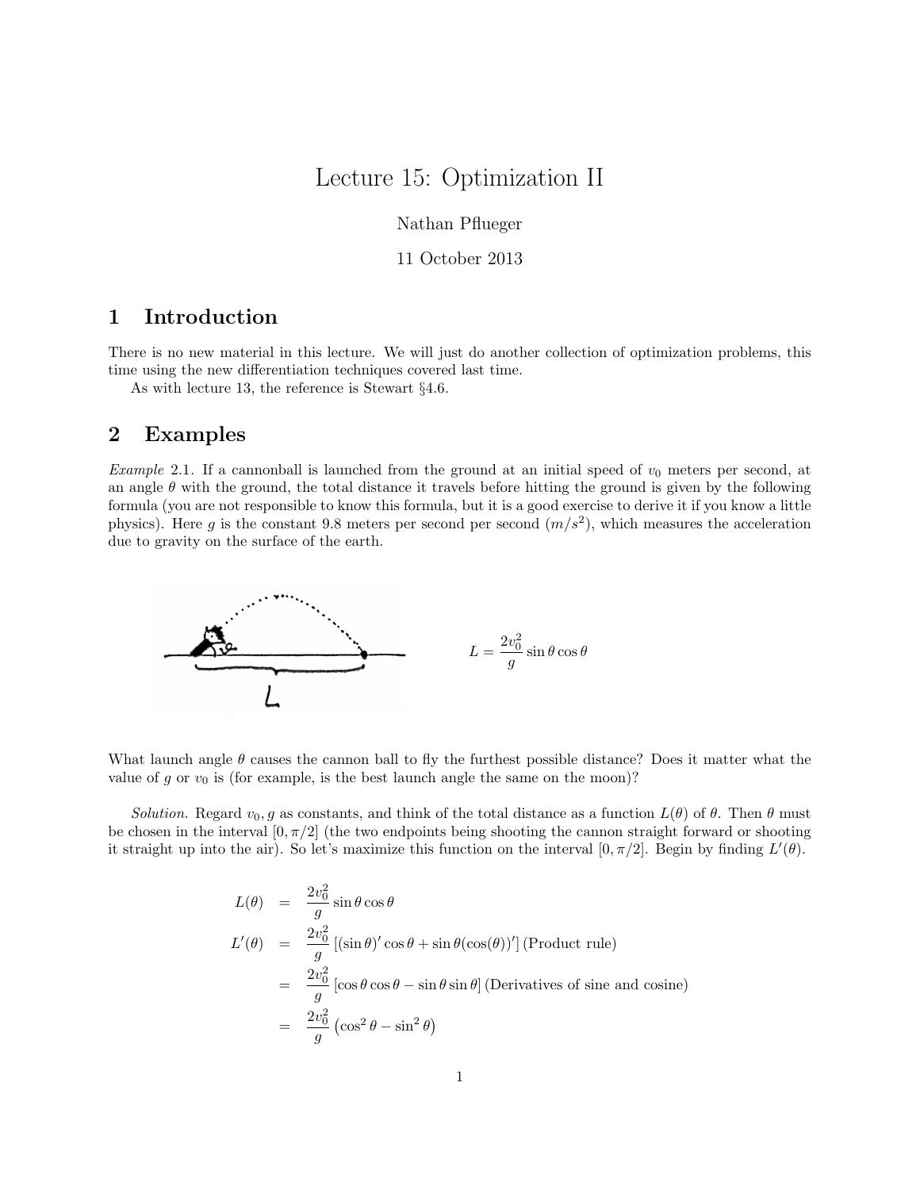# Lecture 15: Optimization II

Nathan Pflueger

11 October 2013

## 1 Introduction

There is no new material in this lecture. We will just do another collection of optimization problems, this time using the new differentiation techniques covered last time.

As with lecture 13, the reference is Stewart §4.6.

## 2 Examples

*Example* 2.1. If a cannonball is launched from the ground at an initial speed of $v_0$ meters per second, at an angle $\theta$ with the ground, the total distance it travels before hitting the ground is given by the following formula (you are not responsible to know this formula, but it is a good exercise to derive it if you know a little physics). Here $g$ is the constant 9.8 meters per second per second ($m/s^2$), which measures the acceleration due to gravity on the surface of the earth.

$$L = \frac{2v_0^2}{g} \sin\theta \cos\theta$$

What launch angle $\theta$ causes the cannon ball to fly the furthest possible distance? Does it matter what the value of $g$ or $v_0$ is (for example, is the best launch angle the same on the moon)?

*Solution.* Regard $v_0, g$ as constants, and think of the total distance as a function $L(\theta)$ of $\theta$. Then $\theta$ must be chosen in the interval $[0, \pi/2]$ (the two endpoints being shooting the cannon straight forward or shooting it straight up into the air). So let's maximize this function on the interval $[0, \pi/2]$. Begin by finding $L'(\theta)$.

$$\begin{aligned}
L(\theta) &= \frac{2v_0^2}{g} \sin\theta \cos\theta \\
L'(\theta) &= \frac{2v_0^2}{g} \left[(\sin\theta)' \cos\theta + \sin\theta (\cos(\theta))'\right] \text{ (Product rule)} \\
&= \frac{2v_0^2}{g} \left[\cos\theta \cos\theta - \sin\theta \sin\theta\right] \text{ (Derivatives of sine and cosine)} \\
&= \frac{2v_0^2}{g} \left(\cos^2\theta - \sin^2\theta\right)
\end{aligned}$$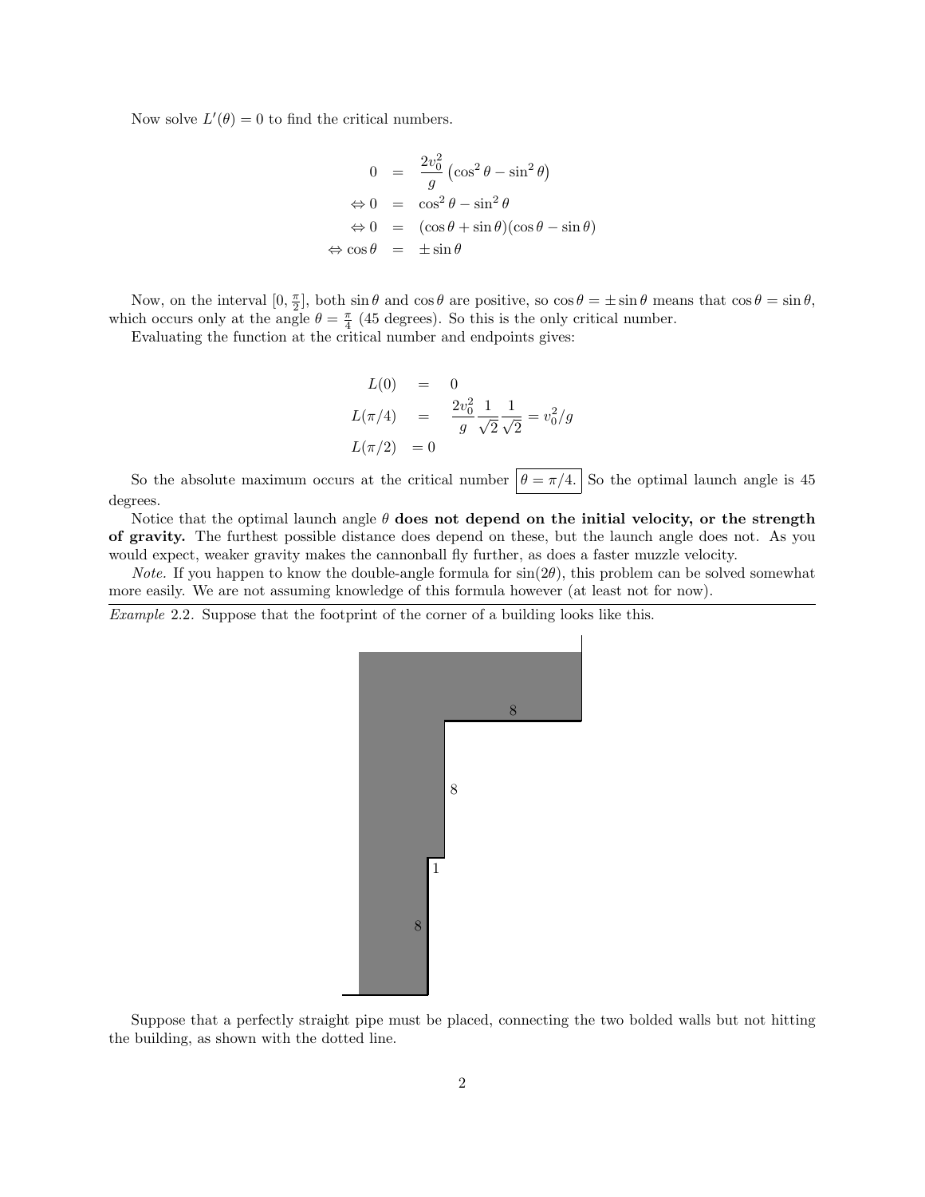Now solve $L'(\theta) = 0$ to find the critical numbers.

$$
\begin{aligned}
0 &= \frac{2v_0^2}{g}\left(\cos^2\theta - \sin^2\theta\right) \\
\Leftrightarrow 0 &= \cos^2\theta - \sin^2\theta \\
\Leftrightarrow 0 &= (\cos\theta + \sin\theta)(\cos\theta - \sin\theta) \\
\Leftrightarrow \cos\theta &= \pm\sin\theta
\end{aligned}
$$

Now, on the interval $[0, \frac{\pi}{2}]$, both $\sin\theta$ and $\cos\theta$ are positive, so $\cos\theta = \pm\sin\theta$ means that $\cos\theta = \sin\theta$, which occurs only at the angle $\theta = \frac{\pi}{4}$ (45 degrees). So this is the only critical number.

Evaluating the function at the critical number and endpoints gives:

$$
\begin{aligned}
L(0) &= 0 \\
L(\pi/4) &= \frac{2v_0^2}{g}\frac{1}{\sqrt{2}}\frac{1}{\sqrt{2}} = v_0^2/g \\
L(\pi/2) &= 0
\end{aligned}
$$

So the absolute maximum occurs at the critical number $\boxed{\theta = \pi/4.}$ So the optimal launch angle is 45 degrees.

Notice that the optimal launch angle $\theta$ **does not depend on the initial velocity, or the strength of gravity.** The furthest possible distance does depend on these, but the launch angle does not. As you would expect, weaker gravity makes the cannonball fly further, as does a faster muzzle velocity.

*Note.* If you happen to know the double-angle formula for $\sin(2\theta)$, this problem can be solved somewhat more easily. We are not assuming knowledge of this formula however (at least not for now).

---

*Example* 2.2. Suppose that the footprint of the corner of a building looks like this.

Suppose that a perfectly straight pipe must be placed, connecting the two bolded walls but not hitting the building, as shown with the dotted line.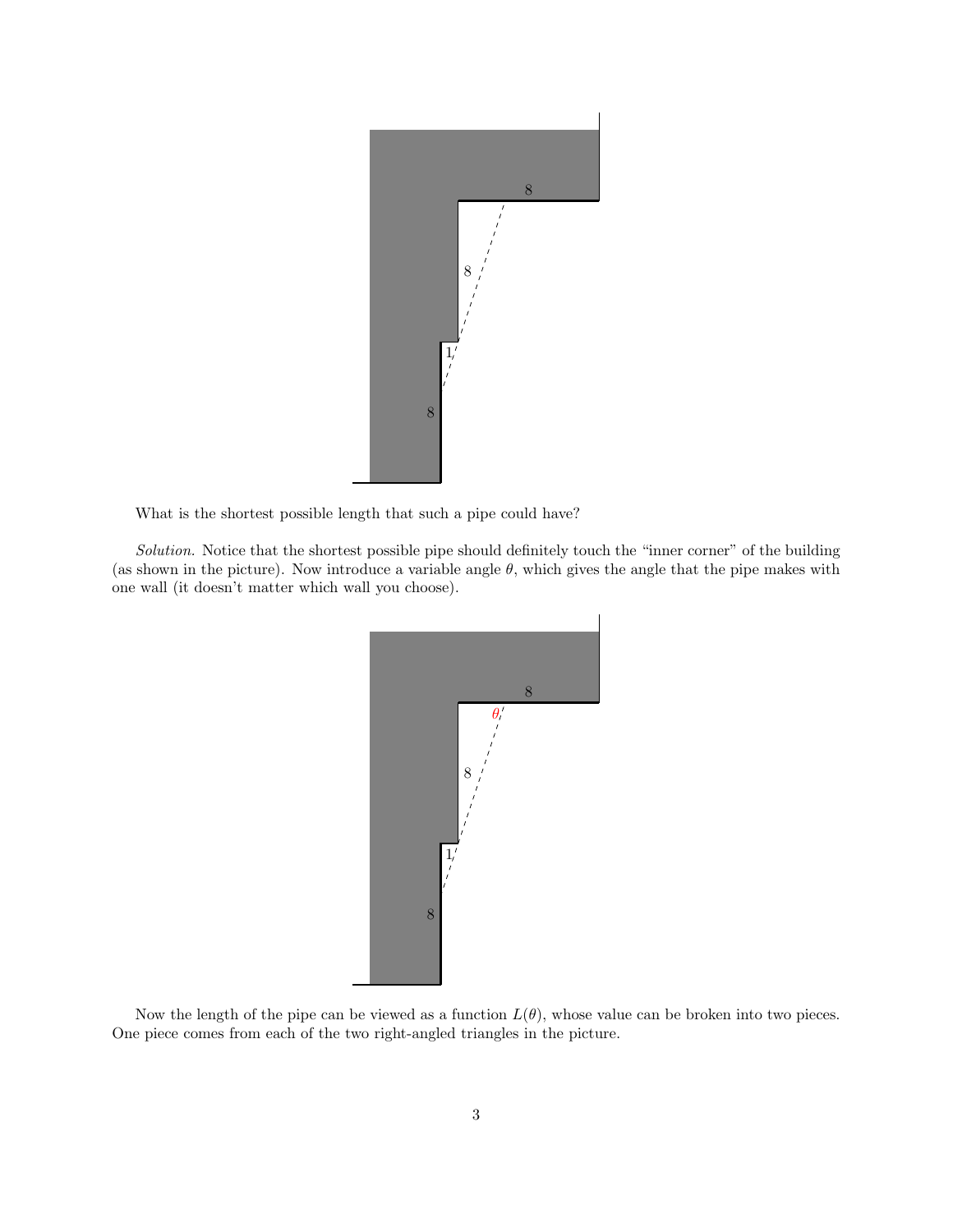What is the shortest possible length that such a pipe could have?

*Solution.* Notice that the shortest possible pipe should definitely touch the "inner corner" of the building (as shown in the picture). Now introduce a variable angle $\theta$, which gives the angle that the pipe makes with one wall (it doesn't matter which wall you choose).

Now the length of the pipe can be viewed as a function $L(\theta)$, whose value can be broken into two pieces. One piece comes from each of the two right-angled triangles in the picture.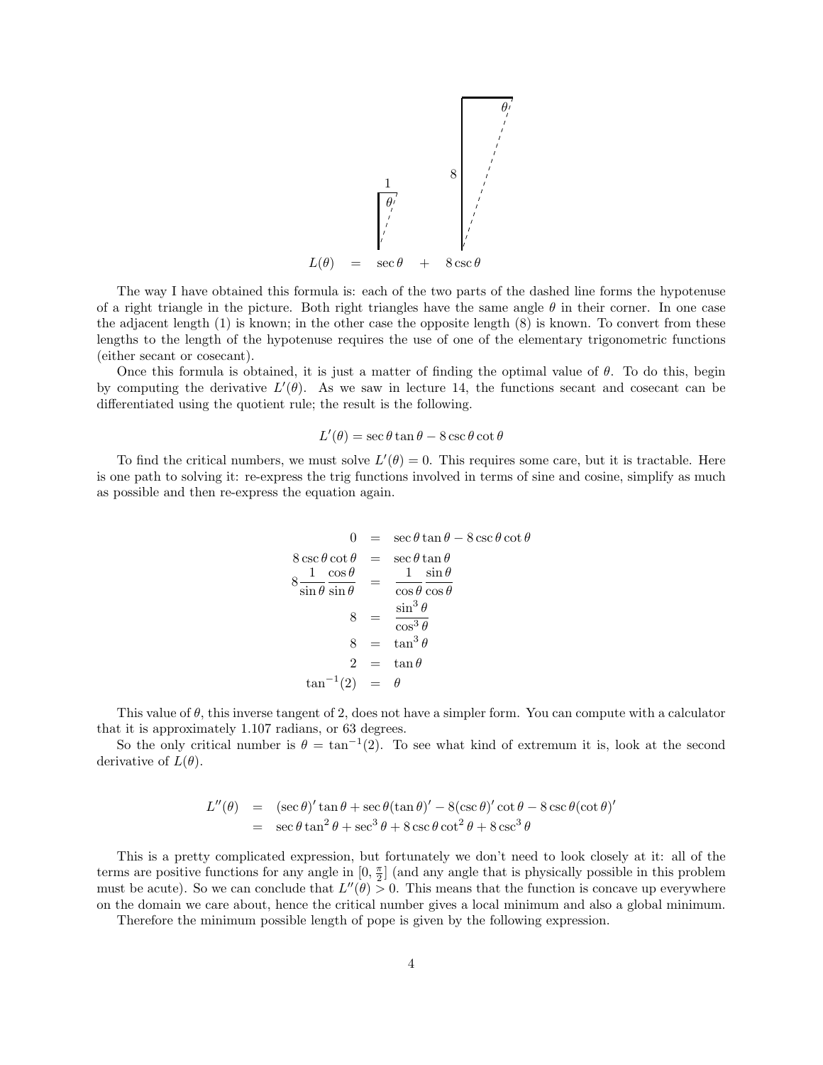$$L(\theta) \quad = \quad \sec\theta \quad + \quad 8\csc\theta$$

The way I have obtained this formula is: each of the two parts of the dashed line forms the hypotenuse of a right triangle in the picture. Both right triangles have the same angle $\theta$ in their corner. In one case the adjacent length (1) is known; in the other case the opposite length (8) is known. To convert from these lengths to the length of the hypotenuse requires the use of one of the elementary trigonometric functions (either secant or cosecant).

Once this formula is obtained, it is just a matter of finding the optimal value of $\theta$. To do this, begin by computing the derivative $L'(\theta)$. As we saw in lecture 14, the functions secant and cosecant can be differentiated using the quotient rule; the result is the following.

$$L'(\theta) = \sec\theta\tan\theta - 8\csc\theta\cot\theta$$

To find the critical numbers, we must solve $L'(\theta) = 0$. This requires some care, but it is tractable. Here is one path to solving it: re-express the trig functions involved in terms of sine and cosine, simplify as much as possible and then re-express the equation again.

$$\begin{aligned}
0 &= \sec\theta\tan\theta - 8\csc\theta\cot\theta \\
8\csc\theta\cot\theta &= \sec\theta\tan\theta \\
8\frac{1}{\sin\theta}\frac{\cos\theta}{\sin\theta} &= \frac{1}{\cos\theta}\frac{\sin\theta}{\cos\theta} \\
8 &= \frac{\sin^3\theta}{\cos^3\theta} \\
8 &= \tan^3\theta \\
2 &= \tan\theta \\
\tan^{-1}(2) &= \theta
\end{aligned}$$

This value of $\theta$, this inverse tangent of 2, does not have a simpler form. You can compute with a calculator that it is approximately 1.107 radians, or 63 degrees.

So the only critical number is $\theta = \tan^{-1}(2)$. To see what kind of extremum it is, look at the second derivative of $L(\theta)$.

$$\begin{aligned}
L''(\theta) &= (\sec\theta)'\tan\theta + \sec\theta(\tan\theta)' - 8(\csc\theta)'\cot\theta - 8\csc\theta(\cot\theta)' \\
&= \sec\theta\tan^2\theta + \sec^3\theta + 8\csc\theta\cot^2\theta + 8\csc^3\theta
\end{aligned}$$

This is a pretty complicated expression, but fortunately we don't need to look closely at it: all of the terms are positive functions for any angle in $[0, \frac{\pi}{2}]$ (and any angle that is physically possible in this problem must be acute). So we can conclude that $L''(\theta) > 0$. This means that the function is concave up everywhere on the domain we care about, hence the critical number gives a local minimum and also a global minimum.

Therefore the minimum possible length of pope is given by the following expression.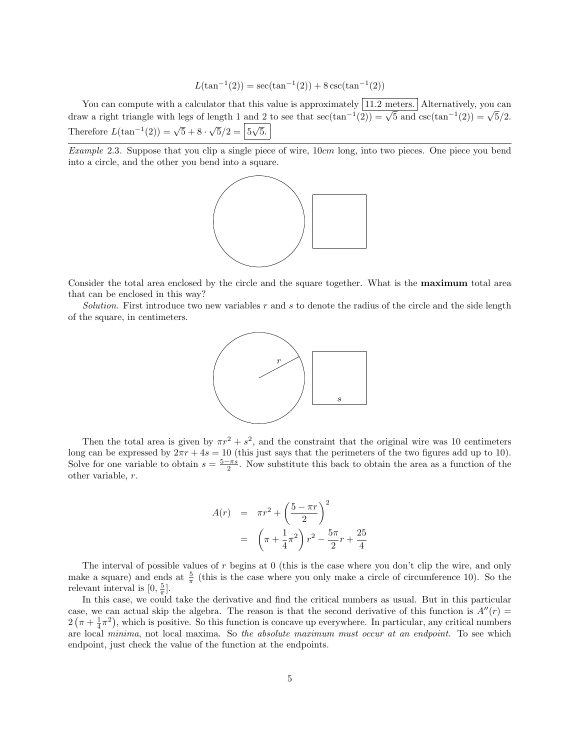$$L(\tan^{-1}(2)) = \sec(\tan^{-1}(2)) + 8\csc(\tan^{-1}(2))$$

You can compute with a calculator that this value is approximately $\boxed{\text{11.2 meters.}}$ Alternatively, you can draw a right triangle with legs of length 1 and 2 to see that $\sec(\tan^{-1}(2)) = \sqrt{5}$ and $\csc(\tan^{-1}(2)) = \sqrt{5}/2$. Therefore $L(\tan^{-1}(2)) = \sqrt{5} + 8 \cdot \sqrt{5}/2 = \boxed{5\sqrt{5}.}$

---

*Example* 2.3. Suppose that you clip a single piece of wire, 10*cm* long, into two pieces. One piece you bend into a circle, and the other you bend into a square.

Consider the total area enclosed by the circle and the square together. What is the **maximum** total area that can be enclosed in this way?

*Solution.* First introduce two new variables $r$ and $s$ to denote the radius of the circle and the side length of the square, in centimeters.

Then the total area is given by $\pi r^2 + s^2$, and the constraint that the original wire was 10 centimeters long can be expressed by $2\pi r + 4s = 10$ (this just says that the perimeters of the two figures add up to 10). Solve for one variable to obtain $s = \frac{5-\pi s}{2}$. Now substitute this back to obtain the area as a function of the other variable, $r$.

$$\begin{aligned} A(r) &= \pi r^2 + \left(\frac{5-\pi r}{2}\right)^2 \\ &= \left(\pi + \frac{1}{4}\pi^2\right) r^2 - \frac{5\pi}{2} r + \frac{25}{4} \end{aligned}$$

The interval of possible values of $r$ begins at 0 (this is the case where you don't clip the wire, and only make a square) and ends at $\frac{5}{\pi}$ (this is the case where you only make a circle of circumference 10). So the relevant interval is $[0, \frac{5}{\pi}]$.

In this case, we could take the derivative and find the critical numbers as usual. But in this particular case, we can actual skip the algebra. The reason is that the second derivative of this function is $A''(r) = 2\left(\pi + \frac{1}{4}\pi^2\right)$, which is positive. So this function is concave up everywhere. In particular, any critical numbers are local *minima*, not local maxima. So *the absolute maximum must occur at an endpoint.* To see which endpoint, just check the value of the function at the endpoints.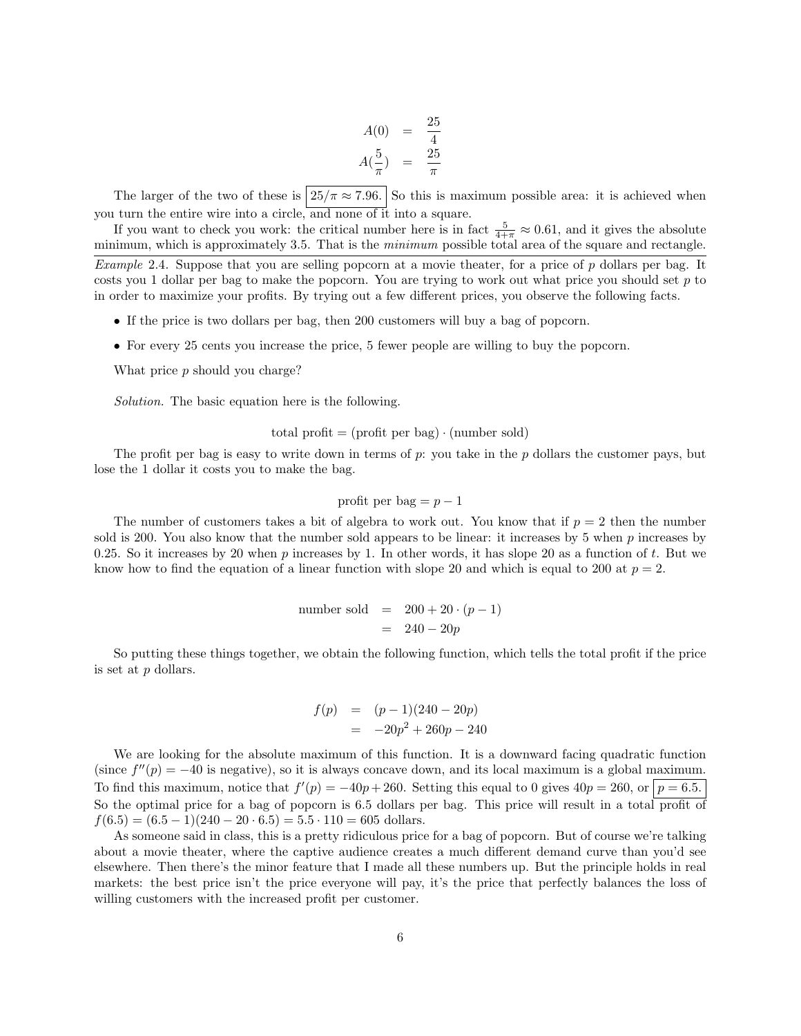$$
\begin{aligned}
A(0) &= \frac{25}{4} \\
A\left(\frac{5}{\pi}\right) &= \frac{25}{\pi}
\end{aligned}
$$

The larger of the two of these is $\boxed{25/\pi \approx 7.96.}$ So this is maximum possible area: it is achieved when you turn the entire wire into a circle, and none of it into a square.

If you want to check you work: the critical number here is in fact $\frac{5}{4+\pi} \approx 0.61$, and it gives the absolute minimum, which is approximately 3.5. That is the *minimum* possible total area of the square and rectangle.

---

*Example* 2.4. Suppose that you are selling popcorn at a movie theater, for a price of $p$ dollars per bag. It costs you 1 dollar per bag to make the popcorn. You are trying to work out what price you should set $p$ to in order to maximize your profits. By trying out a few different prices, you observe the following facts.

- If the price is two dollars per bag, then 200 customers will buy a bag of popcorn.
- For every 25 cents you increase the price, 5 fewer people are willing to buy the popcorn.

What price $p$ should you charge?

*Solution.* The basic equation here is the following.

$$
\text{total profit} = (\text{profit per bag}) \cdot (\text{number sold})
$$

The profit per bag is easy to write down in terms of $p$: you take in the $p$ dollars the customer pays, but lose the 1 dollar it costs you to make the bag.

$$
\text{profit per bag} = p - 1
$$

The number of customers takes a bit of algebra to work out. You know that if $p = 2$ then the number sold is 200. You also know that the number sold appears to be linear: it increases by 5 when $p$ increases by 0.25. So it increases by 20 when $p$ increases by 1. In other words, it has slope 20 as a function of $t$. But we know how to find the equation of a linear function with slope 20 and which is equal to 200 at $p = 2$.

$$
\begin{aligned}
\text{number sold} &= 200 + 20 \cdot (p - 1) \\
&= 240 - 20p
\end{aligned}
$$

So putting these things together, we obtain the following function, which tells the total profit if the price is set at $p$ dollars.

$$
\begin{aligned}
f(p) &= (p - 1)(240 - 20p) \\
&= -20p^2 + 260p - 240
\end{aligned}
$$

We are looking for the absolute maximum of this function. It is a downward facing quadratic function (since $f''(p) = -40$ is negative), so it is always concave down, and its local maximum is a global maximum. To find this maximum, notice that $f'(p) = -40p + 260$. Setting this equal to 0 gives $40p = 260$, or $\boxed{p = 6.5.}$ So the optimal price for a bag of popcorn is 6.5 dollars per bag. This price will result in a total profit of $f(6.5) = (6.5 - 1)(240 - 20 \cdot 6.5) = 5.5 \cdot 110 = 605$ dollars.

As someone said in class, this is a pretty ridiculous price for a bag of popcorn. But of course we're talking about a movie theater, where the captive audience creates a much different demand curve than you'd see elsewhere. Then there's the minor feature that I made all these numbers up. But the principle holds in real markets: the best price isn't the price everyone will pay, it's the price that perfectly balances the loss of willing customers with the increased profit per customer.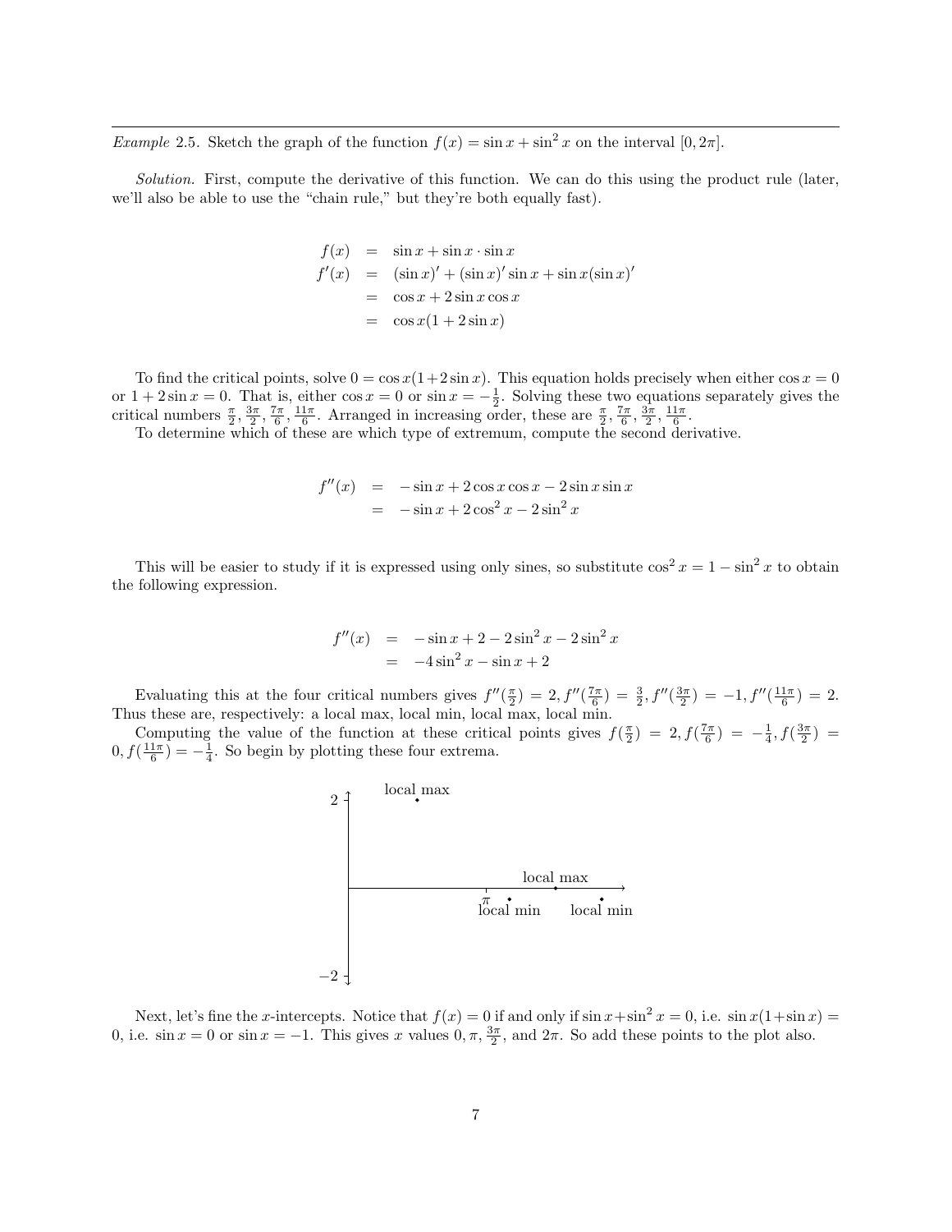*Example* 2.5. Sketch the graph of the function $f(x) = \sin x + \sin^2 x$ on the interval $[0, 2\pi]$.

*Solution.* First, compute the derivative of this function. We can do this using the product rule (later, we'll also be able to use the "chain rule," but they're both equally fast).

$$
\begin{aligned}
f(x) &= \sin x + \sin x \cdot \sin x \\
f'(x) &= (\sin x)' + (\sin x)' \sin x + \sin x (\sin x)' \\
&= \cos x + 2 \sin x \cos x \\
&= \cos x (1 + 2 \sin x)
\end{aligned}
$$

To find the critical points, solve $0 = \cos x(1 + 2\sin x)$. This equation holds precisely when either $\cos x = 0$ or $1 + 2\sin x = 0$. That is, either $\cos x = 0$ or $\sin x = -\frac{1}{2}$. Solving these two equations separately gives the critical numbers $\frac{\pi}{2}, \frac{3\pi}{2}, \frac{7\pi}{6}, \frac{11\pi}{6}$. Arranged in increasing order, these are $\frac{\pi}{2}, \frac{7\pi}{6}, \frac{3\pi}{2}, \frac{11\pi}{6}$.

To determine which of these are which type of extremum, compute the second derivative.

$$
\begin{aligned}
f''(x) &= -\sin x + 2\cos x \cos x - 2 \sin x \sin x \\
&= -\sin x + 2\cos^2 x - 2\sin^2 x
\end{aligned}
$$

This will be easier to study if it is expressed using only sines, so substitute $\cos^2 x = 1 - \sin^2 x$ to obtain the following expression.

$$
\begin{aligned}
f''(x) &= -\sin x + 2 - 2\sin^2 x - 2\sin^2 x \\
&= -4\sin^2 x - \sin x + 2
\end{aligned}
$$

Evaluating this at the four critical numbers gives $f''(\frac{\pi}{2}) = 2, f''(\frac{7\pi}{6}) = \frac{3}{2}, f''(\frac{3\pi}{2}) = -1, f''(\frac{11\pi}{6}) = 2$. Thus these are, respectively: a local max, local min, local max, local min.

Computing the value of the function at these critical points gives $f(\frac{\pi}{2}) = 2, f(\frac{7\pi}{6}) = -\frac{1}{4}, f(\frac{3\pi}{2}) = 0, f(\frac{11\pi}{6}) = -\frac{1}{4}$. So begin by plotting these four extrema.

Next, let's fine the $x$-intercepts. Notice that $f(x) = 0$ if and only if $\sin x + \sin^2 x = 0$, i.e. $\sin x(1 + \sin x) = 0$, i.e. $\sin x = 0$ or $\sin x = -1$. This gives $x$ values $0, \pi, \frac{3\pi}{2}$, and $2\pi$. So add these points to the plot also.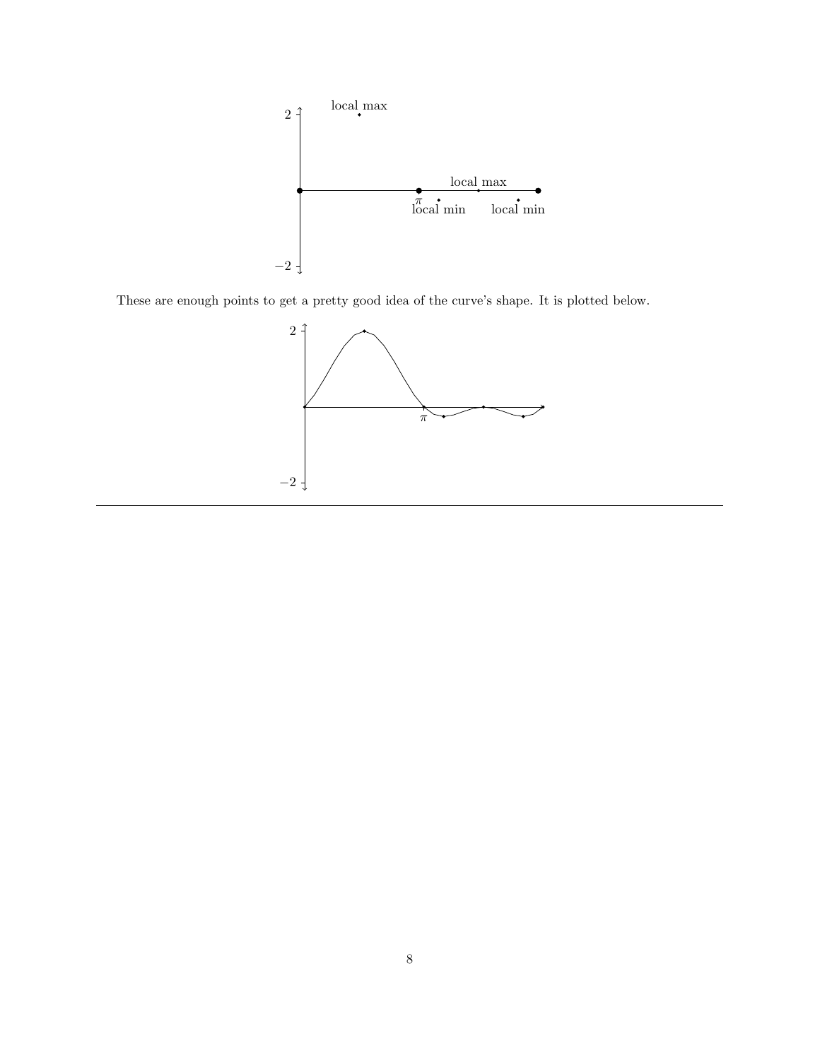2

local max

local max

$\pi$

local min

local min

$-2$

These are enough points to get a pretty good idea of the curve's shape. It is plotted below.

2

$\pi$

$-2$